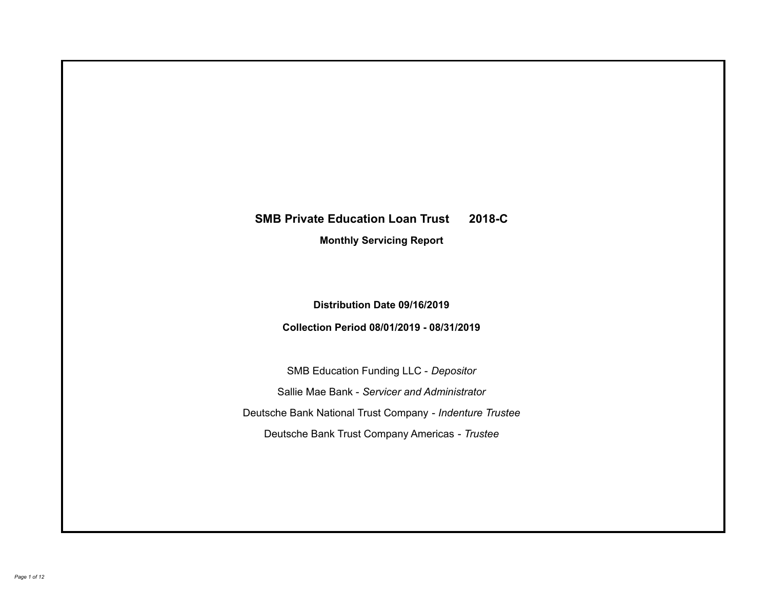# SMB Private Education Loan Trust 2018-C

## Monthly Servicing Report

**Distribution Date 09/16/2019**

**Collection Period 08/01/2019 - 08/31/2019**

SMB Education Funding LLC - *Depositor*

Sallie Mae Bank - *Servicer and Administrator*

Deutsche Bank National Trust Company - *Indenture Trustee*

Deutsche Bank Trust Company Americas - *Trustee*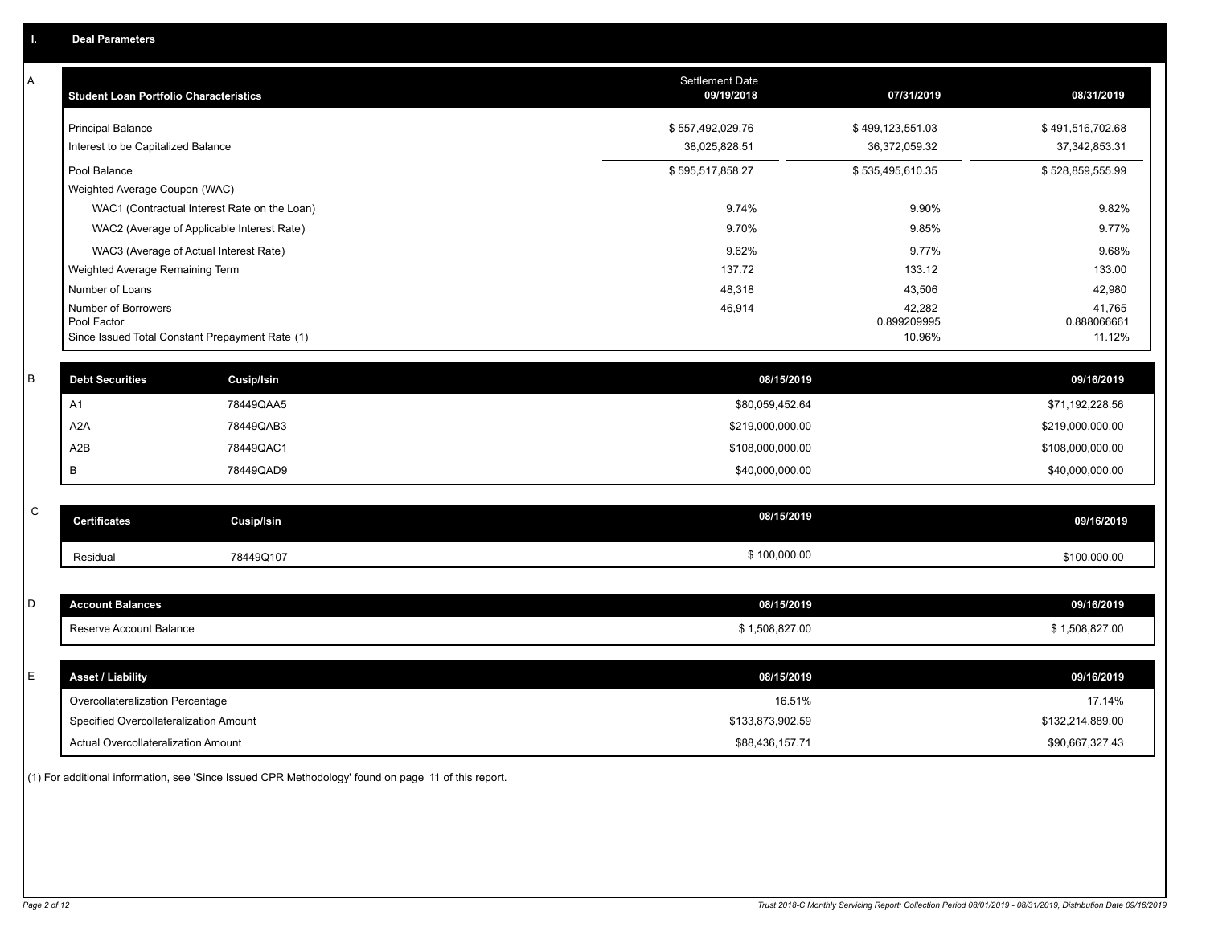## I. Deal Parameters

### A

| Student Loan Portfolio Characteristics | Settlement Date 09/19/2018 | 07/31/2019 | 08/31/2019 |
|---|---|---|---|
| Principal Balance | $ 557,492,029.76 | $ 499,123,551.03 | $ 491,516,702.68 |
| Interest to be Capitalized Balance | 38,025,828.51 | 36,372,059.32 | 37,342,853.31 |
| Pool Balance | $ 595,517,858.27 | $ 535,495,610.35 | $ 528,859,555.99 |
| Weighted Average Coupon (WAC) | | | |
| WAC1 (Contractual Interest Rate on the Loan) | 9.74% | 9.90% | 9.82% |
| WAC2 (Average of Applicable Interest Rate) | 9.70% | 9.85% | 9.77% |
| WAC3 (Average of Actual Interest Rate) | 9.62% | 9.77% | 9.68% |
| Weighted Average Remaining Term | 137.72 | 133.12 | 133.00 |
| Number of Loans | 48,318 | 43,506 | 42,980 |
| Number of Borrowers | 46,914 | 42,282 | 41,765 |
| Pool Factor | | 0.899209995 | 0.888066661 |
| Since Issued Total Constant Prepayment Rate (1) | | 10.96% | 11.12% |

### B

| Debt Securities | Cusip/Isin | 08/15/2019 | 09/16/2019 |
|---|---|---|---|
| A1 | 78449QAA5 | $80,059,452.64 | $71,192,228.56 |
| A2A | 78449QAB3 | $219,000,000.00 | $219,000,000.00 |
| A2B | 78449QAC1 | $108,000,000.00 | $108,000,000.00 |
| B | 78449QAD9 | $40,000,000.00 | $40,000,000.00 |

### C

| Certificates | Cusip/Isin | 08/15/2019 | 09/16/2019 |
|---|---|---|---|
| Residual | 78449Q107 | $ 100,000.00 | $100,000.00 |

### D

| Account Balances | 08/15/2019 | 09/16/2019 |
|---|---|---|
| Reserve Account Balance | $ 1,508,827.00 | $ 1,508,827.00 |

### E

| Asset / Liability | 08/15/2019 | 09/16/2019 |
|---|---|---|
| Overcollateralization Percentage | 16.51% | 17.14% |
| Specified Overcollateralization Amount | $133,873,902.59 | $132,214,889.00 |
| Actual Overcollateralization Amount | $88,436,157.71 | $90,667,327.43 |

(1) For additional information, see 'Since Issued CPR Methodology' found on page 11 of this report.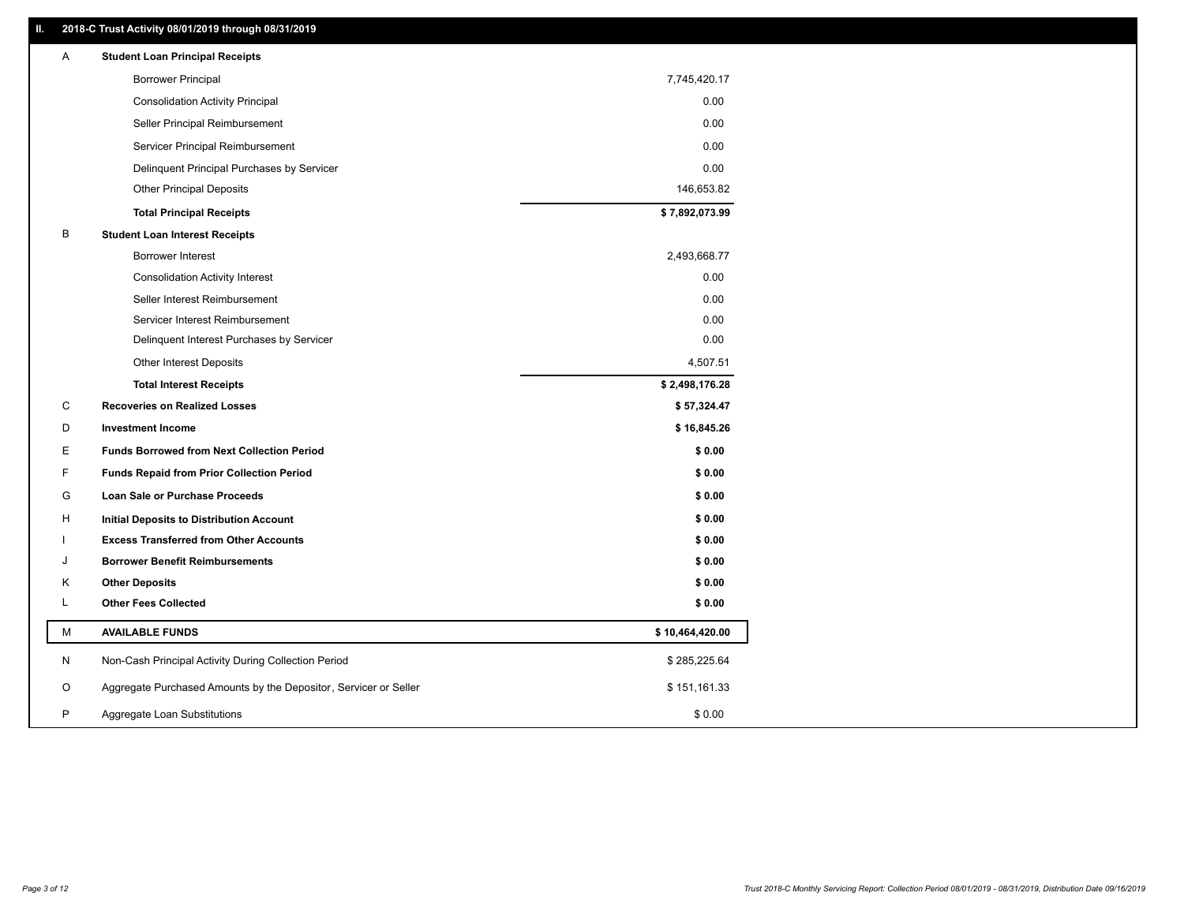## II. 2018-C Trust Activity 08/01/2019 through 08/31/2019

| | | |
|---|---|---|
| A | **Student Loan Principal Receipts** | |
| | Borrower Principal | 7,745,420.17 |
| | Consolidation Activity Principal | 0.00 |
| | Seller Principal Reimbursement | 0.00 |
| | Servicer Principal Reimbursement | 0.00 |
| | Delinquent Principal Purchases by Servicer | 0.00 |
| | Other Principal Deposits | 146,653.82 |
| | **Total Principal Receipts** | **$ 7,892,073.99** |
| B | **Student Loan Interest Receipts** | |
| | Borrower Interest | 2,493,668.77 |
| | Consolidation Activity Interest | 0.00 |
| | Seller Interest Reimbursement | 0.00 |
| | Servicer Interest Reimbursement | 0.00 |
| | Delinquent Interest Purchases by Servicer | 0.00 |
| | Other Interest Deposits | 4,507.51 |
| | **Total Interest Receipts** | **$ 2,498,176.28** |
| C | **Recoveries on Realized Losses** | **$ 57,324.47** |
| D | **Investment Income** | **$ 16,845.26** |
| E | **Funds Borrowed from Next Collection Period** | **$ 0.00** |
| F | **Funds Repaid from Prior Collection Period** | **$ 0.00** |
| G | **Loan Sale or Purchase Proceeds** | **$ 0.00** |
| H | **Initial Deposits to Distribution Account** | **$ 0.00** |
| I | **Excess Transferred from Other Accounts** | **$ 0.00** |
| J | **Borrower Benefit Reimbursements** | **$ 0.00** |
| K | **Other Deposits** | **$ 0.00** |
| L | **Other Fees Collected** | **$ 0.00** |
| M | **AVAILABLE FUNDS** | **$ 10,464,420.00** |
| N | Non-Cash Principal Activity During Collection Period | $ 285,225.64 |
| O | Aggregate Purchased Amounts by the Depositor, Servicer or Seller | $ 151,161.33 |
| P | Aggregate Loan Substitutions | $ 0.00 |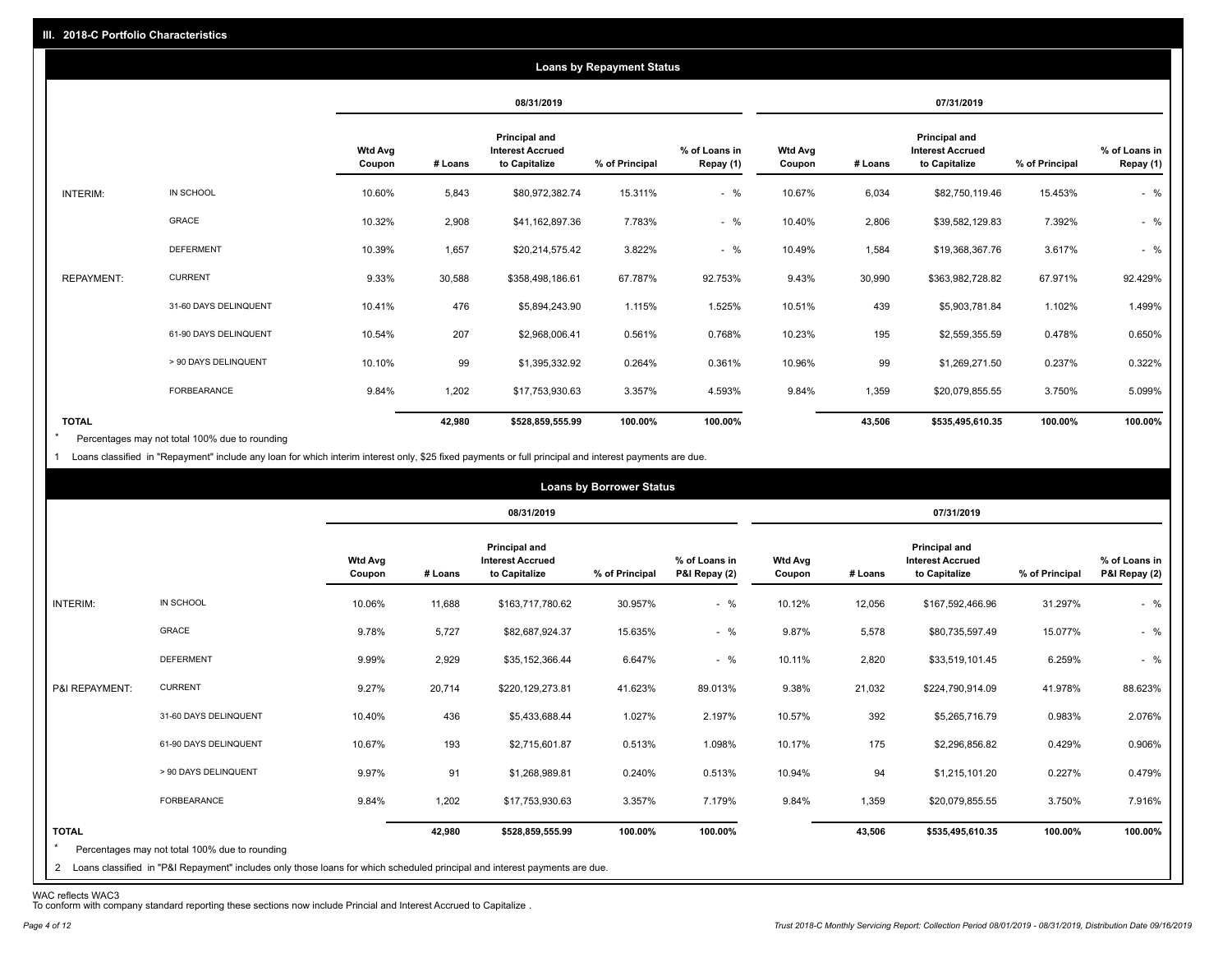## III. 2018-C Portfolio Characteristics

### Loans by Repayment Status

| | | 08/31/2019 | | | | | 07/31/2019 | | | | |
|---|---|---|---|---|---|---|---|---|---|---|---|
| | | Wtd Avg Coupon | # Loans | Principal and Interest Accrued to Capitalize | % of Principal | % of Loans in Repay (1) | Wtd Avg Coupon | # Loans | Principal and Interest Accrued to Capitalize | % of Principal | % of Loans in Repay (1) |
| INTERIM: | IN SCHOOL | 10.60% | 5,843 | $80,972,382.74 | 15.311% | - % | 10.67% | 6,034 | $82,750,119.46 | 15.453% | - % |
| | GRACE | 10.32% | 2,908 | $41,162,897.36 | 7.783% | - % | 10.40% | 2,806 | $39,582,129.83 | 7.392% | - % |
| | DEFERMENT | 10.39% | 1,657 | $20,214,575.42 | 3.822% | - % | 10.49% | 1,584 | $19,368,367.76 | 3.617% | - % |
| REPAYMENT: | CURRENT | 9.33% | 30,588 | $358,498,186.61 | 67.787% | 92.753% | 9.43% | 30,990 | $363,982,728.82 | 67.971% | 92.429% |
| | 31-60 DAYS DELINQUENT | 10.41% | 476 | $5,894,243.90 | 1.115% | 1.525% | 10.51% | 439 | $5,903,781.84 | 1.102% | 1.499% |
| | 61-90 DAYS DELINQUENT | 10.54% | 207 | $2,968,006.41 | 0.561% | 0.768% | 10.23% | 195 | $2,559,355.59 | 0.478% | 0.650% |
| | > 90 DAYS DELINQUENT | 10.10% | 99 | $1,395,332.92 | 0.264% | 0.361% | 10.96% | 99 | $1,269,271.50 | 0.237% | 0.322% |
| | FORBEARANCE | 9.84% | 1,202 | $17,753,930.63 | 3.357% | 4.593% | 9.84% | 1,359 | $20,079,855.55 | 3.750% | 5.099% |
| TOTAL | | | 42,980 | $528,859,555.99 | 100.00% | 100.00% | | 43,506 | $535,495,610.35 | 100.00% | 100.00% |

\* Percentages may not total 100% due to rounding

1 Loans classified in "Repayment" include any loan for which interim interest only, $25 fixed payments or full principal and interest payments are due.

### Loans by Borrower Status

| | | 08/31/2019 | | | | | 07/31/2019 | | | | |
|---|---|---|---|---|---|---|---|---|---|---|---|
| | | Wtd Avg Coupon | # Loans | Principal and Interest Accrued to Capitalize | % of Principal | % of Loans in P&I Repay (2) | Wtd Avg Coupon | # Loans | Principal and Interest Accrued to Capitalize | % of Principal | % of Loans in P&I Repay (2) |
| INTERIM: | IN SCHOOL | 10.06% | 11,688 | $163,717,780.62 | 30.957% | - % | 10.12% | 12,056 | $167,592,466.96 | 31.297% | - % |
| | GRACE | 9.78% | 5,727 | $82,687,924.37 | 15.635% | - % | 9.87% | 5,578 | $80,735,597.49 | 15.077% | - % |
| | DEFERMENT | 9.99% | 2,929 | $35,152,366.44 | 6.647% | - % | 10.11% | 2,820 | $33,519,101.45 | 6.259% | - % |
| P&I REPAYMENT: | CURRENT | 9.27% | 20,714 | $220,129,273.81 | 41.623% | 89.013% | 9.38% | 21,032 | $224,790,914.09 | 41.978% | 88.623% |
| | 31-60 DAYS DELINQUENT | 10.40% | 436 | $5,433,688.44 | 1.027% | 2.197% | 10.57% | 392 | $5,265,716.79 | 0.983% | 2.076% |
| | 61-90 DAYS DELINQUENT | 10.67% | 193 | $2,715,601.87 | 0.513% | 1.098% | 10.17% | 175 | $2,296,856.82 | 0.429% | 0.906% |
| | > 90 DAYS DELINQUENT | 9.97% | 91 | $1,268,989.81 | 0.240% | 0.513% | 10.94% | 94 | $1,215,101.20 | 0.227% | 0.479% |
| | FORBEARANCE | 9.84% | 1,202 | $17,753,930.63 | 3.357% | 7.179% | 9.84% | 1,359 | $20,079,855.55 | 3.750% | 7.916% |
| TOTAL | | | 42,980 | $528,859,555.99 | 100.00% | 100.00% | | 43,506 | $535,495,610.35 | 100.00% | 100.00% |

\* Percentages may not total 100% due to rounding

2 Loans classified in "P&I Repayment" includes only those loans for which scheduled principal and interest payments are due.

WAC reflects WAC3

To conform with company standard reporting these sections now include Princial and Interest Accrued to Capitalize .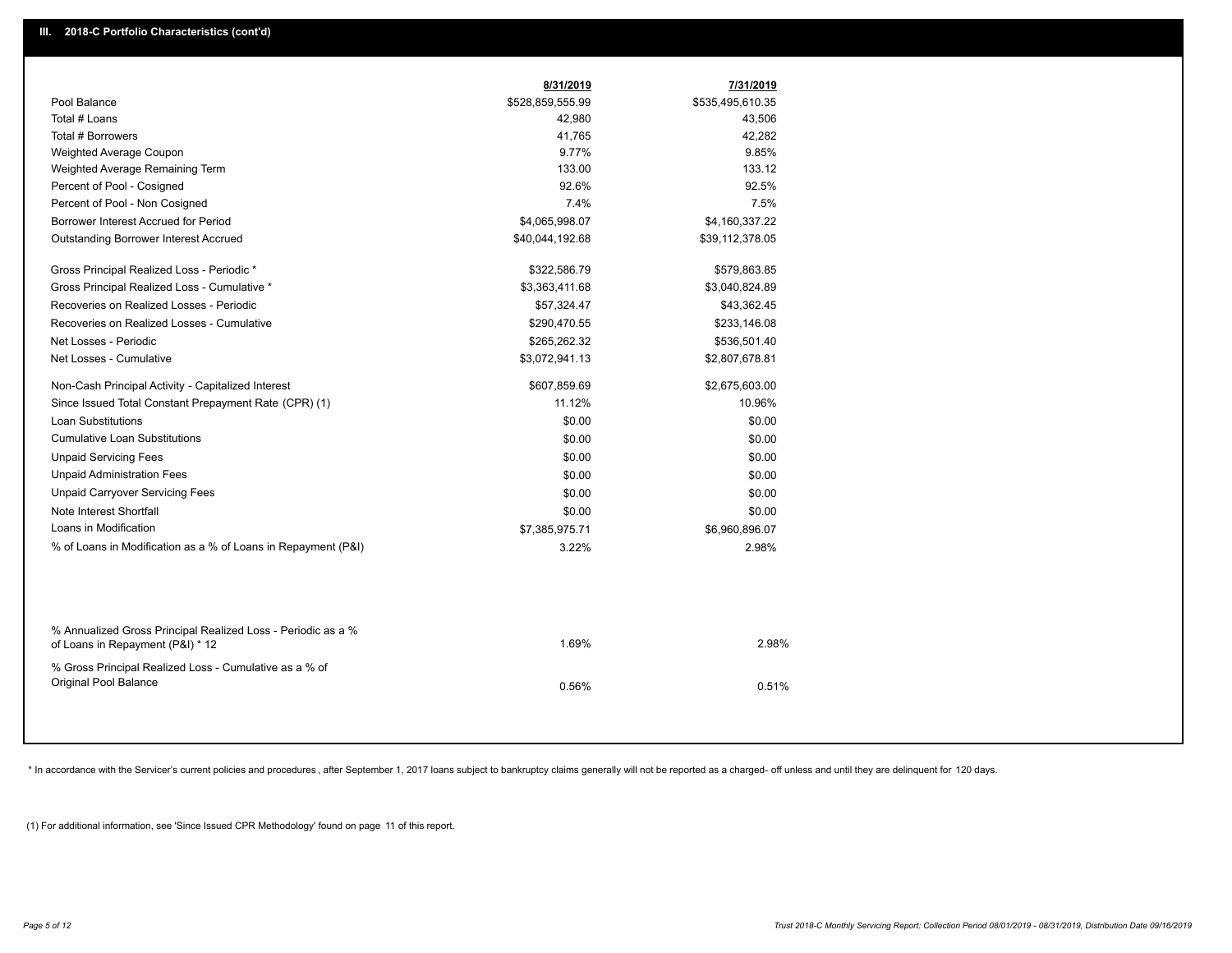## III. 2018-C Portfolio Characteristics (cont'd)

| | 8/31/2019 | 7/31/2019 |
|---|---|---|
| Pool Balance | $528,859,555.99 | $535,495,610.35 |
| Total # Loans | 42,980 | 43,506 |
| Total # Borrowers | 41,765 | 42,282 |
| Weighted Average Coupon | 9.77% | 9.85% |
| Weighted Average Remaining Term | 133.00 | 133.12 |
| Percent of Pool - Cosigned | 92.6% | 92.5% |
| Percent of Pool - Non Cosigned | 7.4% | 7.5% |
| Borrower Interest Accrued for Period | $4,065,998.07 | $4,160,337.22 |
| Outstanding Borrower Interest Accrued | $40,044,192.68 | $39,112,378.05 |
| Gross Principal Realized Loss - Periodic * | $322,586.79 | $579,863.85 |
| Gross Principal Realized Loss - Cumulative * | $3,363,411.68 | $3,040,824.89 |
| Recoveries on Realized Losses - Periodic | $57,324.47 | $43,362.45 |
| Recoveries on Realized Losses - Cumulative | $290,470.55 | $233,146.08 |
| Net Losses - Periodic | $265,262.32 | $536,501.40 |
| Net Losses - Cumulative | $3,072,941.13 | $2,807,678.81 |
| Non-Cash Principal Activity - Capitalized Interest | $607,859.69 | $2,675,603.00 |
| Since Issued Total Constant Prepayment Rate (CPR) (1) | 11.12% | 10.96% |
| Loan Substitutions | $0.00 | $0.00 |
| Cumulative Loan Substitutions | $0.00 | $0.00 |
| Unpaid Servicing Fees | $0.00 | $0.00 |
| Unpaid Administration Fees | $0.00 | $0.00 |
| Unpaid Carryover Servicing Fees | $0.00 | $0.00 |
| Note Interest Shortfall | $0.00 | $0.00 |
| Loans in Modification | $7,385,975.71 | $6,960,896.07 |
| % of Loans in Modification as a % of Loans in Repayment (P&I) | 3.22% | 2.98% |
| % Annualized Gross Principal Realized Loss - Periodic as a % of Loans in Repayment (P&I) * 12 | 1.69% | 2.98% |
| % Gross Principal Realized Loss - Cumulative as a % of Original Pool Balance | 0.56% | 0.51% |

* In accordance with the Servicer's current policies and procedures , after September 1, 2017 loans subject to bankruptcy claims generally will not be reported as a charged- off unless and until they are delinquent for 120 days.

(1) For additional information, see 'Since Issued CPR Methodology' found on page 11 of this report.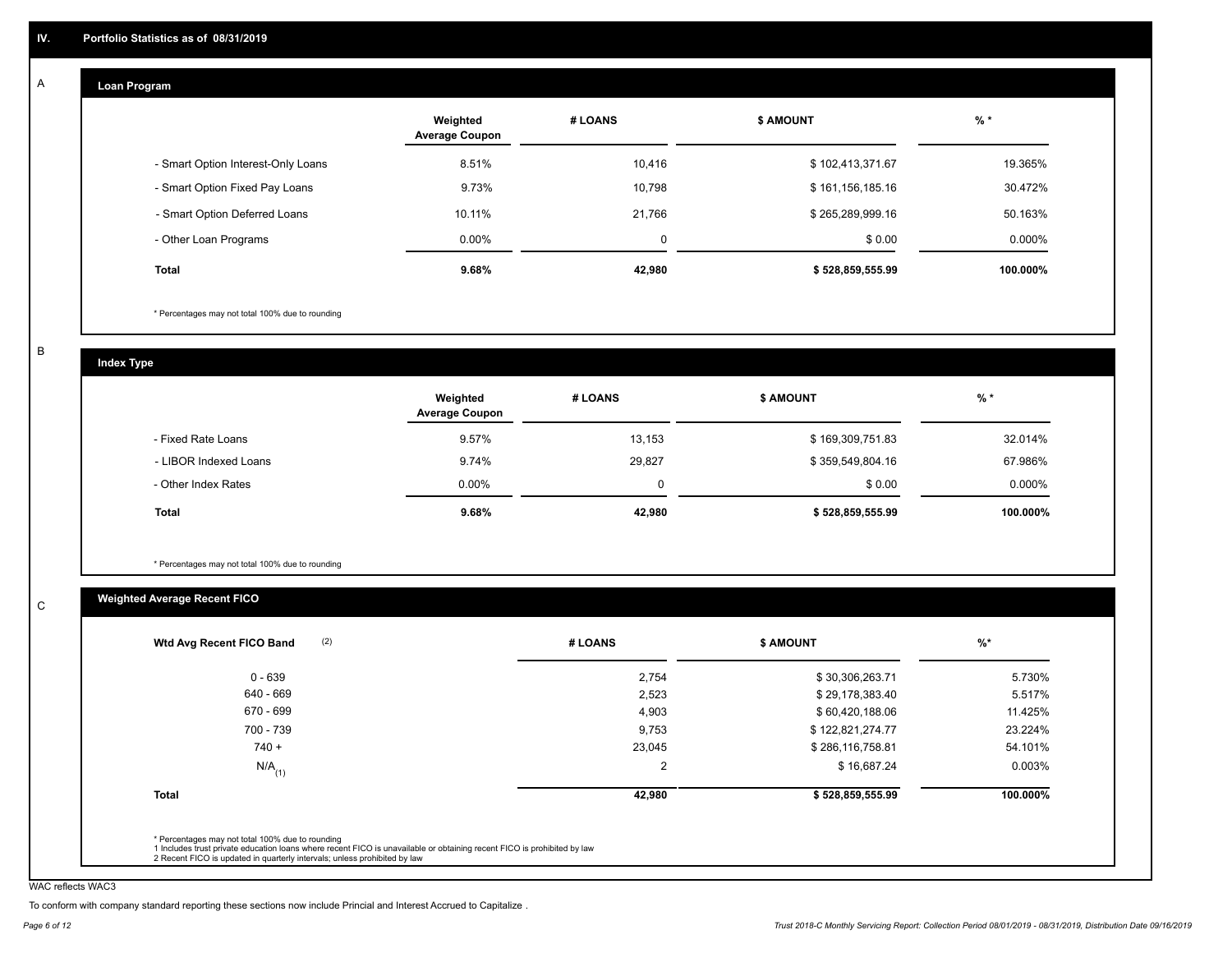## IV. Portfolio Statistics as of 08/31/2019

### A. Loan Program

| | Weighted Average Coupon | # LOANS | $ AMOUNT | % * |
|---|---|---|---|---|
| - Smart Option Interest-Only Loans | 8.51% | 10,416 | $ 102,413,371.67 | 19.365% |
| - Smart Option Fixed Pay Loans | 9.73% | 10,798 | $ 161,156,185.16 | 30.472% |
| - Smart Option Deferred Loans | 10.11% | 21,766 | $ 265,289,999.16 | 50.163% |
| - Other Loan Programs | 0.00% | 0 | $ 0.00 | 0.000% |
| **Total** | **9.68%** | **42,980** | **$ 528,859,555.99** | **100.000%** |

* Percentages may not total 100% due to rounding

### B. Index Type

| | Weighted Average Coupon | # LOANS | $ AMOUNT | % * |
|---|---|---|---|---|
| - Fixed Rate Loans | 9.57% | 13,153 | $ 169,309,751.83 | 32.014% |
| - LIBOR Indexed Loans | 9.74% | 29,827 | $ 359,549,804.16 | 67.986% |
| - Other Index Rates | 0.00% | 0 | $ 0.00 | 0.000% |
| **Total** | **9.68%** | **42,980** | **$ 528,859,555.99** | **100.000%** |

* Percentages may not total 100% due to rounding

### C. Weighted Average Recent FICO

| Wtd Avg Recent FICO Band (2) | # LOANS | $ AMOUNT | %* |
|---|---|---|---|
| 0 - 639 | 2,754 | $ 30,306,263.71 | 5.730% |
| 640 - 669 | 2,523 | $ 29,178,383.40 | 5.517% |
| 670 - 699 | 4,903 | $ 60,420,188.06 | 11.425% |
| 700 - 739 | 9,753 | $ 122,821,274.77 | 23.224% |
| 740 + | 23,045 | $ 286,116,758.81 | 54.101% |
| N/A (1) | 2 | $ 16,687.24 | 0.003% |
| **Total** | **42,980** | **$ 528,859,555.99** | **100.000%** |

* Percentages may not total 100% due to rounding
1 Includes trust private education loans where recent FICO is unavailable or obtaining recent FICO is prohibited by law
2 Recent FICO is updated in quarterly intervals; unless prohibited by law

WAC reflects WAC3

To conform with company standard reporting these sections now include Princial and Interest Accrued to Capitalize .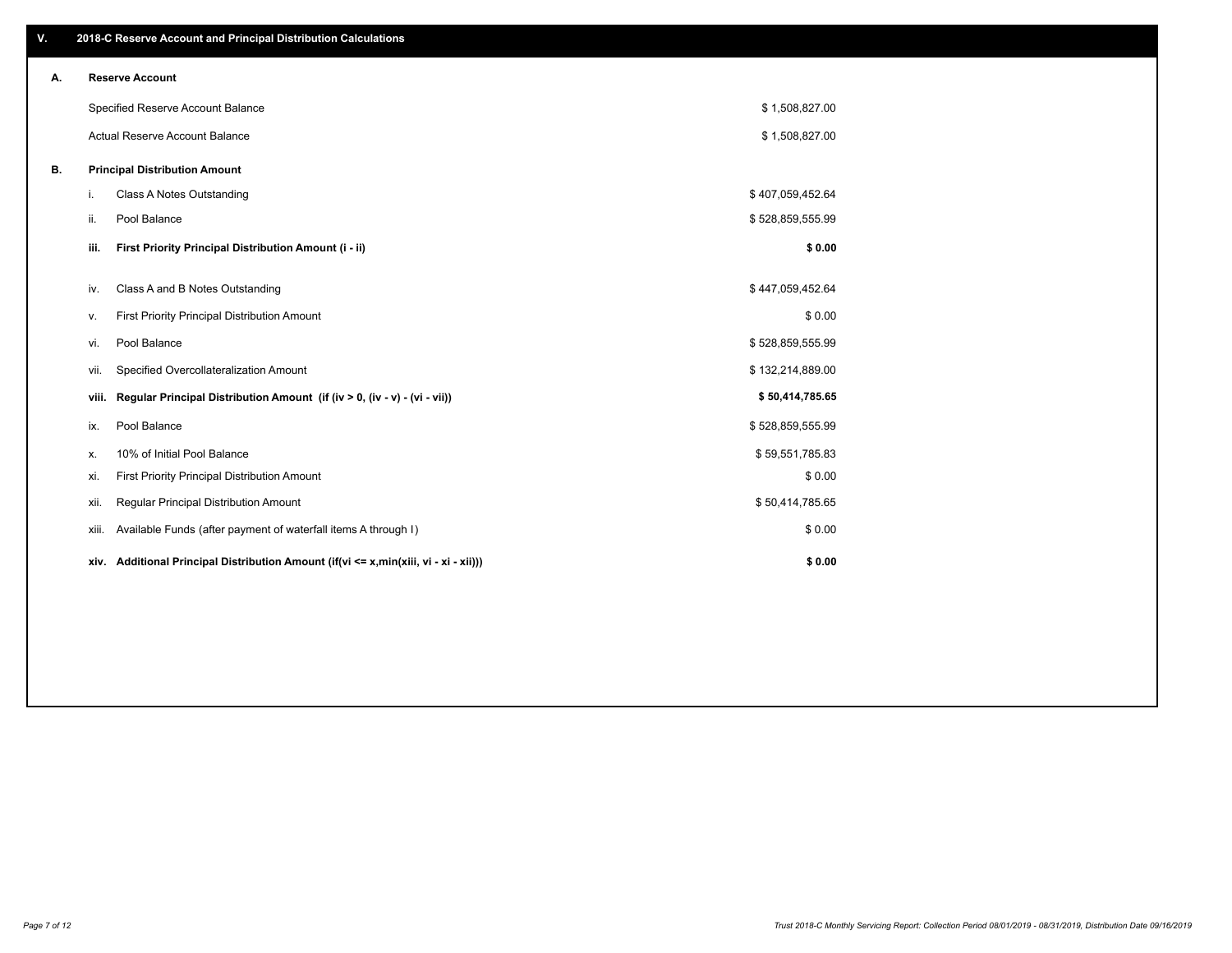## V. 2018-C Reserve Account and Principal Distribution Calculations

### A. Reserve Account

| | |
|---|---|
| Specified Reserve Account Balance | $ 1,508,827.00 |
| Actual Reserve Account Balance | $ 1,508,827.00 |

### B. Principal Distribution Amount

| | | |
|---|---|---|
| i. | Class A Notes Outstanding | $ 407,059,452.64 |
| ii. | Pool Balance | $ 528,859,555.99 |
| **iii.** | **First Priority Principal Distribution Amount (i - ii)** | **$ 0.00** |
| iv. | Class A and B Notes Outstanding | $ 447,059,452.64 |
| v. | First Priority Principal Distribution Amount | $ 0.00 |
| vi. | Pool Balance | $ 528,859,555.99 |
| vii. | Specified Overcollateralization Amount | $ 132,214,889.00 |
| **viii.** | **Regular Principal Distribution Amount (if (iv > 0, (iv - v) - (vi - vii))** | **$ 50,414,785.65** |
| ix. | Pool Balance | $ 528,859,555.99 |
| x. | 10% of Initial Pool Balance | $ 59,551,785.83 |
| xi. | First Priority Principal Distribution Amount | $ 0.00 |
| xii. | Regular Principal Distribution Amount | $ 50,414,785.65 |
| xiii. | Available Funds (after payment of waterfall items A through I) | $ 0.00 |
| **xiv.** | **Additional Principal Distribution Amount (if(vi <= x,min(xiii, vi - xi - xii)))** | **$ 0.00** |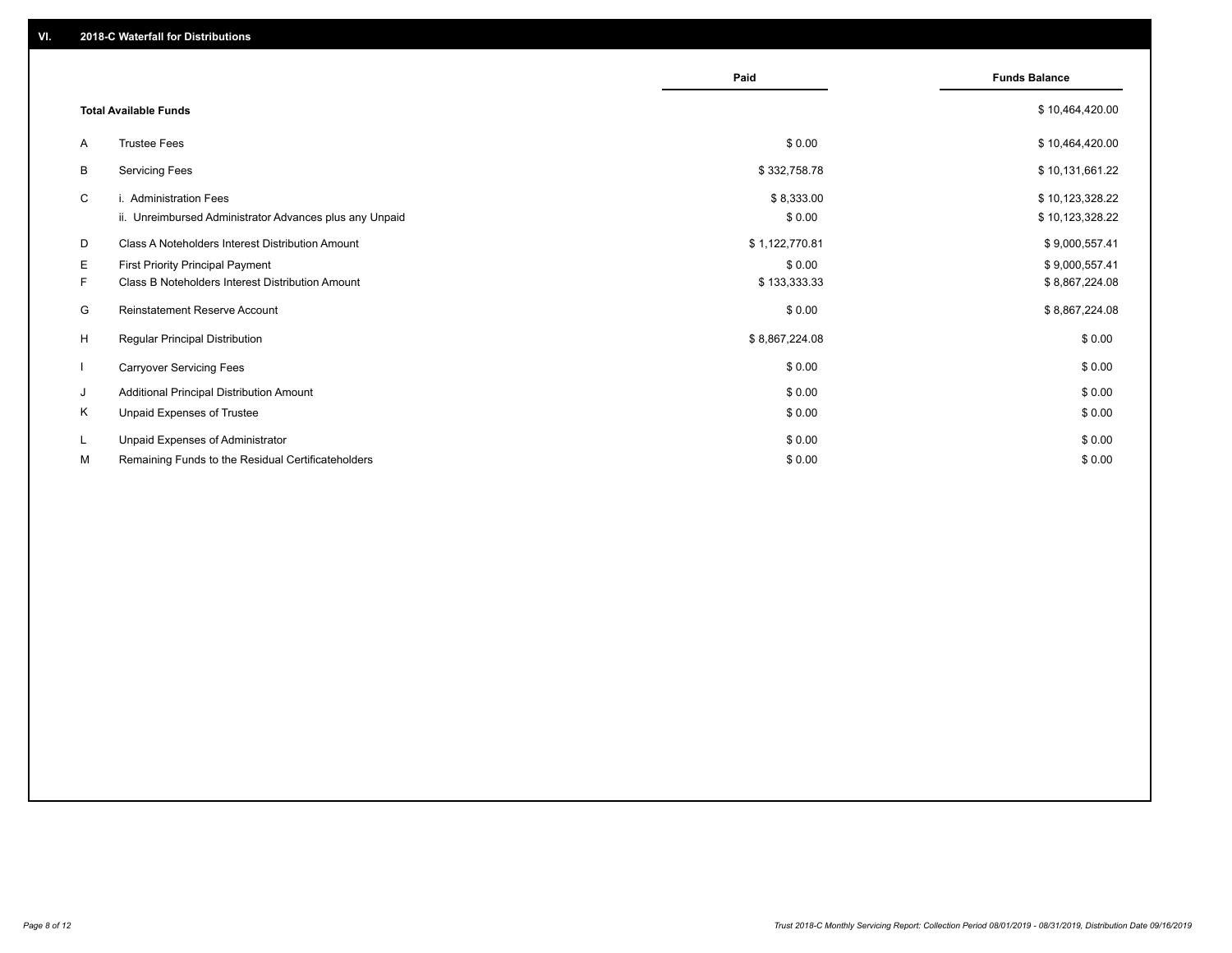## VI. 2018-C Waterfall for Distributions

| | | Paid | Funds Balance |
|---|---|---|---|
| | **Total Available Funds** | | $ 10,464,420.00 |
| A | Trustee Fees | $ 0.00 | $ 10,464,420.00 |
| B | Servicing Fees | $ 332,758.78 | $ 10,131,661.22 |
| C | i. Administration Fees | $ 8,333.00 | $ 10,123,328.22 |
| | ii. Unreimbursed Administrator Advances plus any Unpaid | $ 0.00 | $ 10,123,328.22 |
| D | Class A Noteholders Interest Distribution Amount | $ 1,122,770.81 | $ 9,000,557.41 |
| E | First Priority Principal Payment | $ 0.00 | $ 9,000,557.41 |
| F | Class B Noteholders Interest Distribution Amount | $ 133,333.33 | $ 8,867,224.08 |
| G | Reinstatement Reserve Account | $ 0.00 | $ 8,867,224.08 |
| H | Regular Principal Distribution | $ 8,867,224.08 | $ 0.00 |
| I | Carryover Servicing Fees | $ 0.00 | $ 0.00 |
| J | Additional Principal Distribution Amount | $ 0.00 | $ 0.00 |
| K | Unpaid Expenses of Trustee | $ 0.00 | $ 0.00 |
| L | Unpaid Expenses of Administrator | $ 0.00 | $ 0.00 |
| M | Remaining Funds to the Residual Certificateholders | $ 0.00 | $ 0.00 |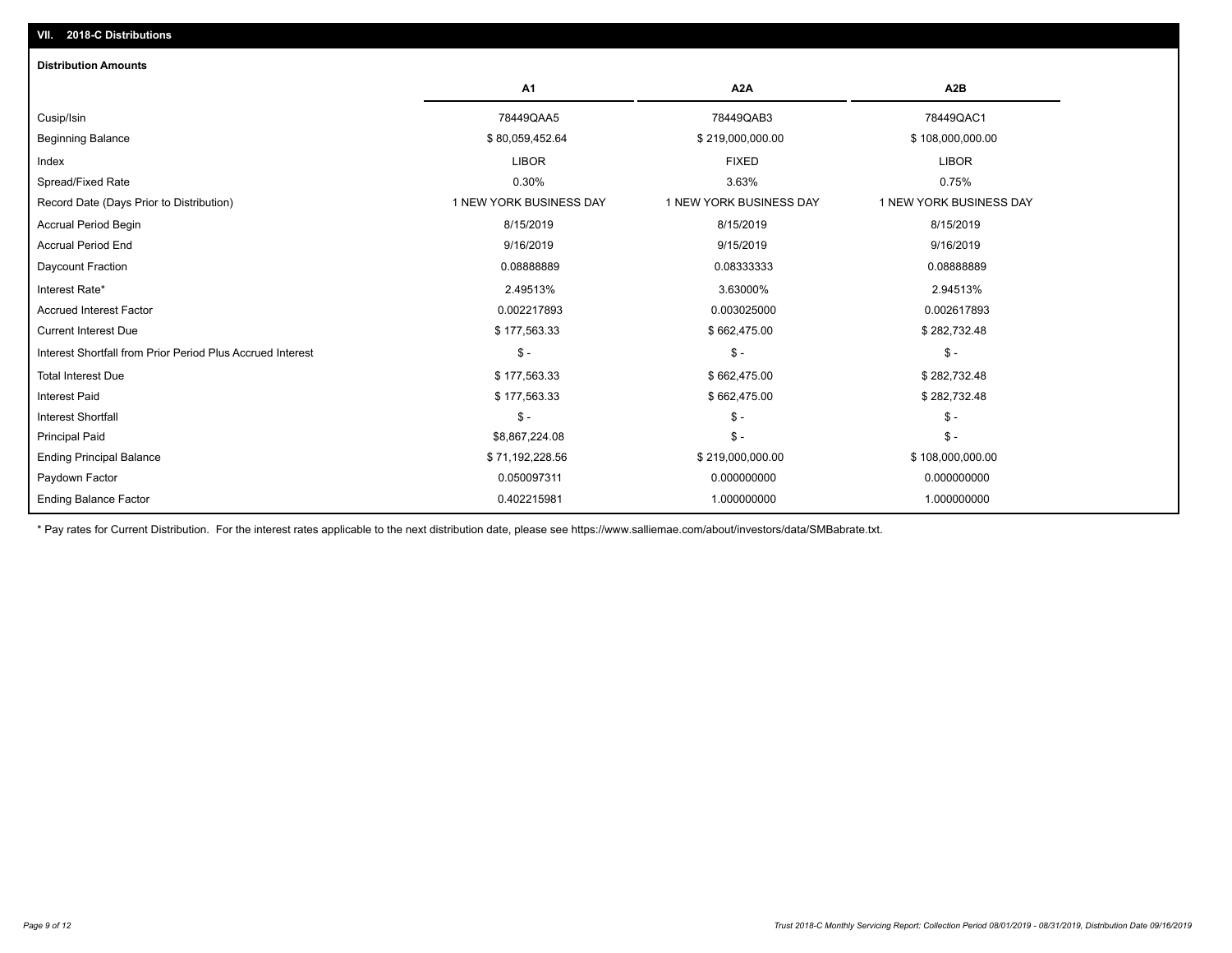## VII. 2018-C Distributions

### Distribution Amounts

| | A1 | A2A | A2B |
|---|---|---|---|
| Cusip/Isin | 78449QAA5 | 78449QAB3 | 78449QAC1 |
| Beginning Balance | $ 80,059,452.64 | $ 219,000,000.00 | $ 108,000,000.00 |
| Index | LIBOR | FIXED | LIBOR |
| Spread/Fixed Rate | 0.30% | 3.63% | 0.75% |
| Record Date (Days Prior to Distribution) | 1 NEW YORK BUSINESS DAY | 1 NEW YORK BUSINESS DAY | 1 NEW YORK BUSINESS DAY |
| Accrual Period Begin | 8/15/2019 | 8/15/2019 | 8/15/2019 |
| Accrual Period End | 9/16/2019 | 9/15/2019 | 9/16/2019 |
| Daycount Fraction | 0.08888889 | 0.08333333 | 0.08888889 |
| Interest Rate* | 2.49513% | 3.63000% | 2.94513% |
| Accrued Interest Factor | 0.002217893 | 0.003025000 | 0.002617893 |
| Current Interest Due | $ 177,563.33 | $ 662,475.00 | $ 282,732.48 |
| Interest Shortfall from Prior Period Plus Accrued Interest | $ - | $ - | $ - |
| Total Interest Due | $ 177,563.33 | $ 662,475.00 | $ 282,732.48 |
| Interest Paid | $ 177,563.33 | $ 662,475.00 | $ 282,732.48 |
| Interest Shortfall | $ - | $ - | $ - |
| Principal Paid | $8,867,224.08 | $ - | $ - |
| Ending Principal Balance | $ 71,192,228.56 | $ 219,000,000.00 | $ 108,000,000.00 |
| Paydown Factor | 0.050097311 | 0.000000000 | 0.000000000 |
| Ending Balance Factor | 0.402215981 | 1.000000000 | 1.000000000 |

* Pay rates for Current Distribution. For the interest rates applicable to the next distribution date, please see https://www.salliemae.com/about/investors/data/SMBabrate.txt.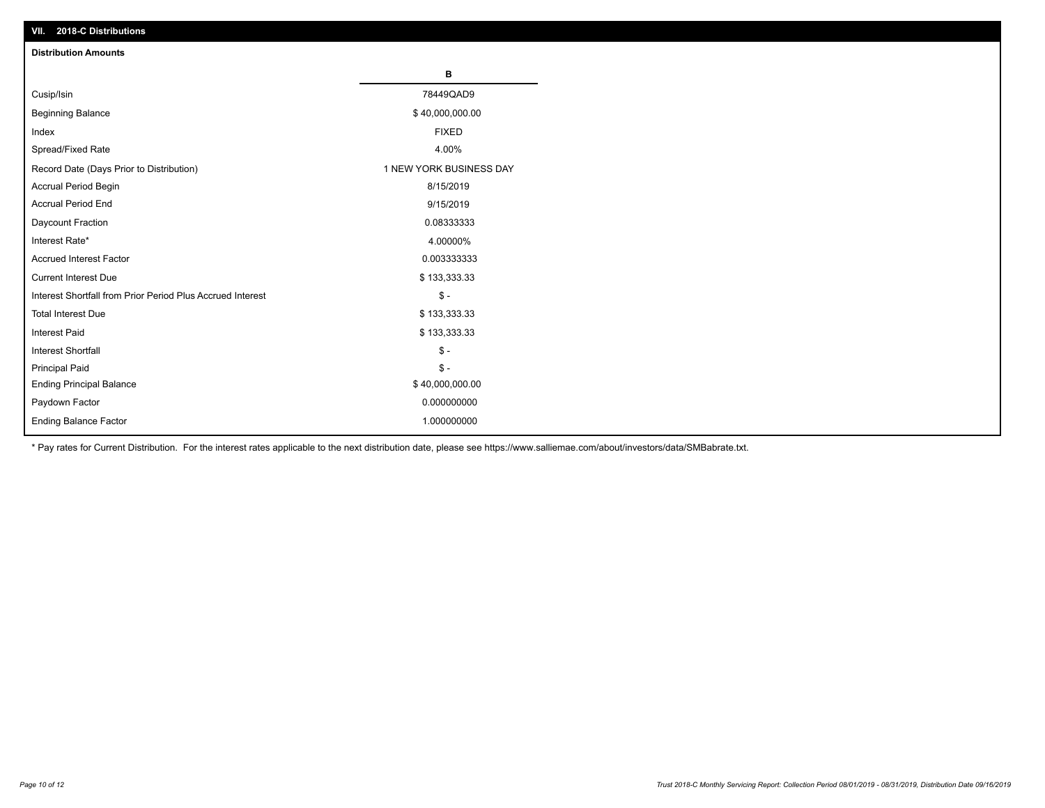## VII. 2018-C Distributions

### Distribution Amounts

| | B |
|---|---|
| Cusip/Isin | 78449QAD9 |
| Beginning Balance | $ 40,000,000.00 |
| Index | FIXED |
| Spread/Fixed Rate | 4.00% |
| Record Date (Days Prior to Distribution) | 1 NEW YORK BUSINESS DAY |
| Accrual Period Begin | 8/15/2019 |
| Accrual Period End | 9/15/2019 |
| Daycount Fraction | 0.08333333 |
| Interest Rate* | 4.00000% |
| Accrued Interest Factor | 0.003333333 |
| Current Interest Due | $ 133,333.33 |
| Interest Shortfall from Prior Period Plus Accrued Interest | $ - |
| Total Interest Due | $ 133,333.33 |
| Interest Paid | $ 133,333.33 |
| Interest Shortfall | $ - |
| Principal Paid | $ - |
| Ending Principal Balance | $ 40,000,000.00 |
| Paydown Factor | 0.000000000 |
| Ending Balance Factor | 1.000000000 |

* Pay rates for Current Distribution. For the interest rates applicable to the next distribution date, please see https://www.salliemae.com/about/investors/data/SMBabrate.txt.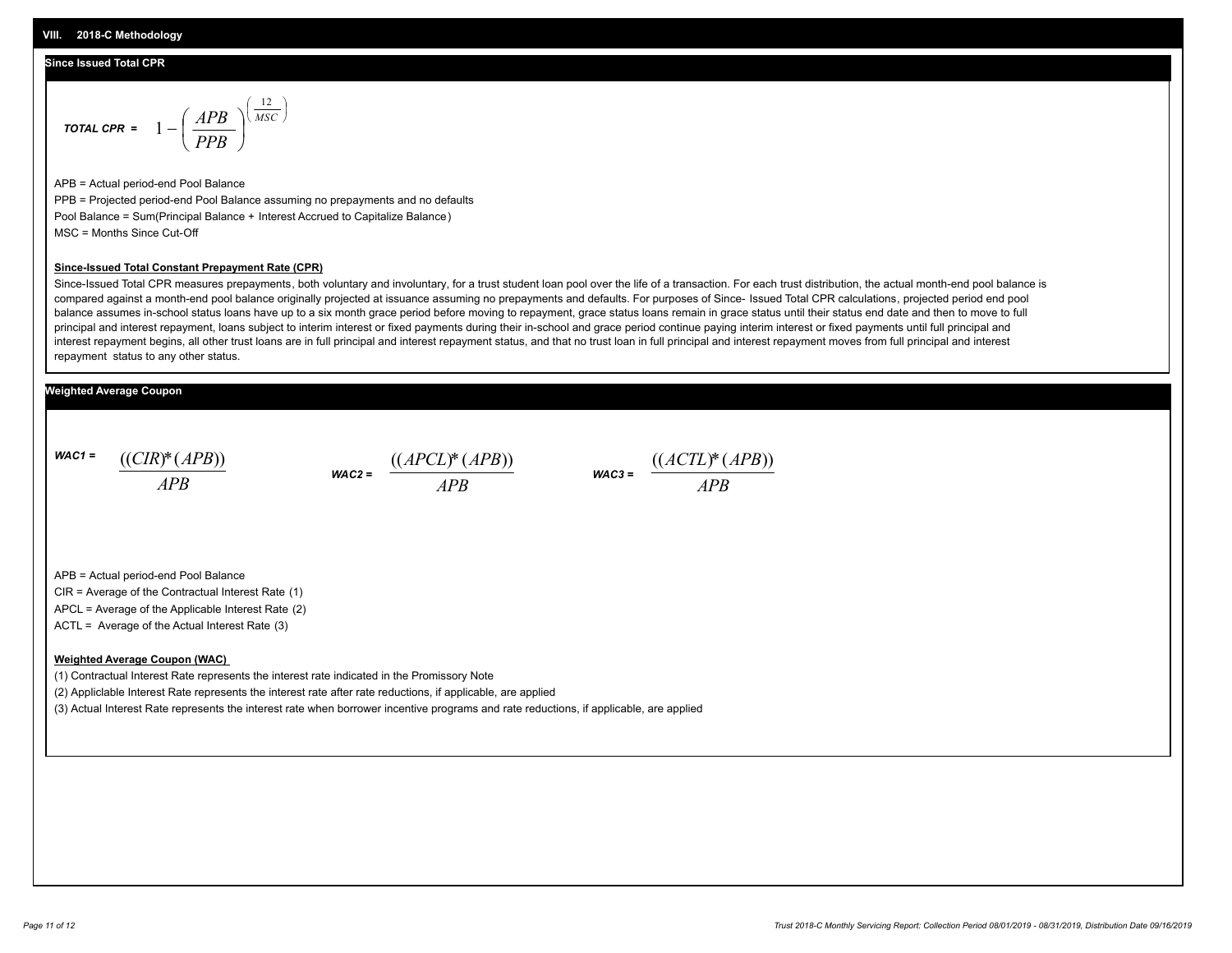## VIII. 2018-C Methodology

### Since Issued Total CPR

$$\textit{TOTAL CPR} = 1 - \left( \frac{APB}{PPB} \right)^{\left( \frac{12}{MSC} \right)}$$

APB = Actual period-end Pool Balance

PPB = Projected period-end Pool Balance assuming no prepayments and no defaults

Pool Balance = Sum(Principal Balance + Interest Accrued to Capitalize Balance)

MSC = Months Since Cut-Off

**Since-Issued Total Constant Prepayment Rate (CPR)**

Since-Issued Total CPR measures prepayments, both voluntary and involuntary, for a trust student loan pool over the life of a transaction. For each trust distribution, the actual month-end pool balance is compared against a month-end pool balance originally projected at issuance assuming no prepayments and defaults. For purposes of Since- Issued Total CPR calculations, projected period end pool balance assumes in-school status loans have up to a six month grace period before moving to repayment, grace status loans remain in grace status until their status end date and then to move to full principal and interest repayment, loans subject to interim interest or fixed payments during their in-school and grace period continue paying interim interest or fixed payments until full principal and interest repayment begins, all other trust loans are in full principal and interest repayment status, and that no trust loan in full principal and interest repayment moves from full principal and interest repayment status to any other status.

### Weighted Average Coupon

$$\textit{WAC1} = \frac{((CIR)*(APB))}{APB} \qquad \textit{WAC2} = \frac{((APCL)*(APB))}{APB} \qquad \textit{WAC3} = \frac{((ACTL)*(APB))}{APB}$$

APB = Actual period-end Pool Balance

CIR = Average of the Contractual Interest Rate (1)

APCL = Average of the Applicable Interest Rate (2)

ACTL = Average of the Actual Interest Rate (3)

**Weighted Average Coupon (WAC)**

(1) Contractual Interest Rate represents the interest rate indicated in the Promissory Note

(2) Appliclable Interest Rate represents the interest rate after rate reductions, if applicable, are applied

(3) Actual Interest Rate represents the interest rate when borrower incentive programs and rate reductions, if applicable, are applied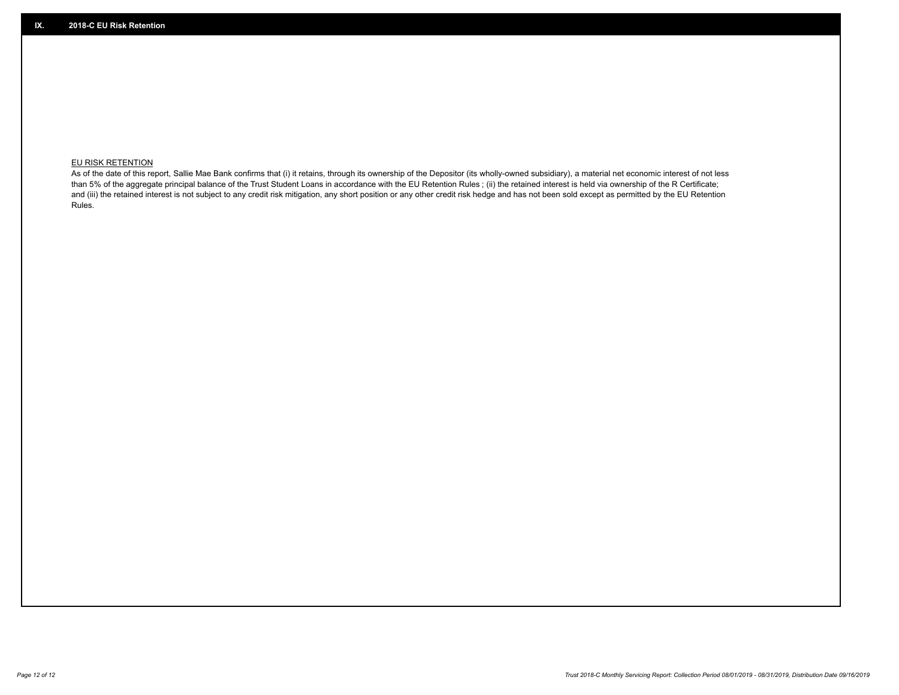## IX. 2018-C EU Risk Retention

EU RISK RETENTION

As of the date of this report, Sallie Mae Bank confirms that (i) it retains, through its ownership of the Depositor (its wholly-owned subsidiary), a material net economic interest of not less than 5% of the aggregate principal balance of the Trust Student Loans in accordance with the EU Retention Rules ; (ii) the retained interest is held via ownership of the R Certificate; and (iii) the retained interest is not subject to any credit risk mitigation, any short position or any other credit risk hedge and has not been sold except as permitted by the EU Retention Rules.